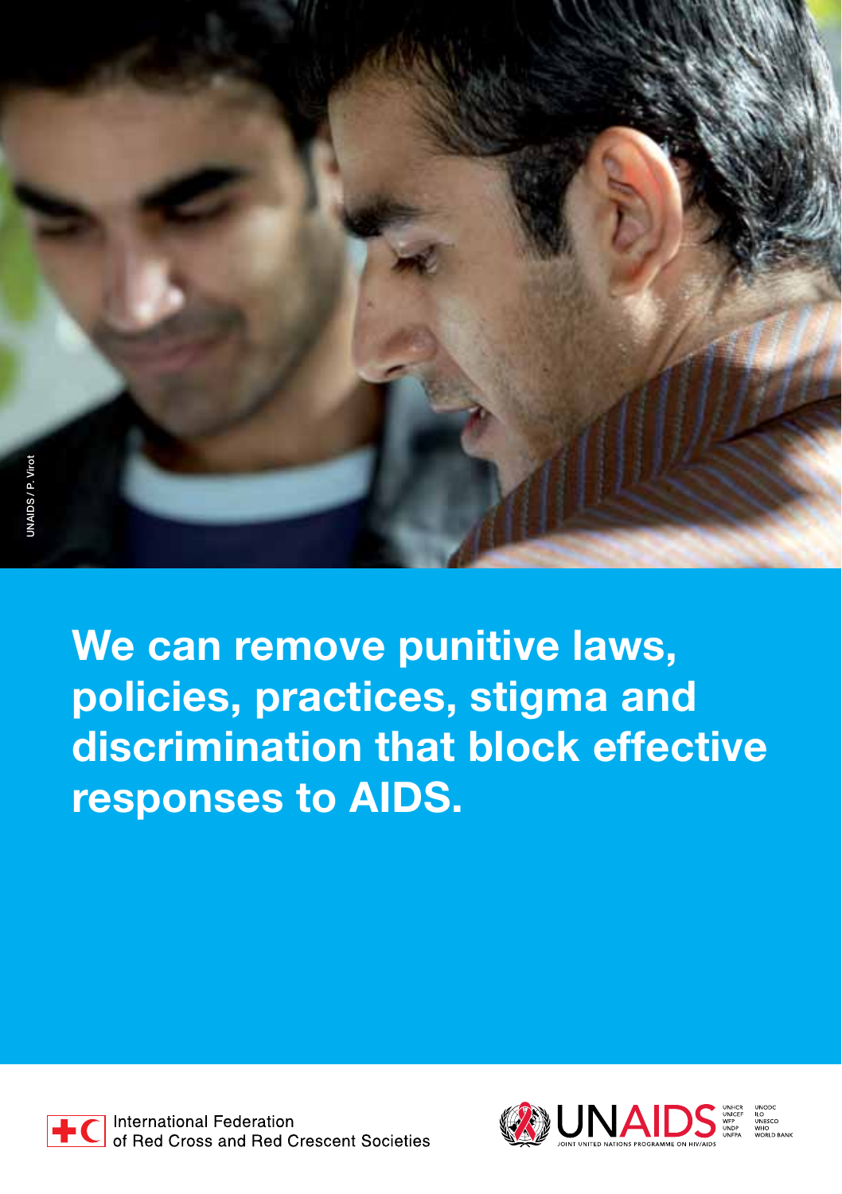UNAIDS / P. Virot

# We can remove punitive laws, policies, practices, stigma and discrimination that block effective responses to AIDS.

International Federation of Red Cross and Red Crescent Societies

UNAIDS

JOINT UNITED NATIONS PROGRAMME ON HIV/AIDS

UNHCR
UNICEF
WFP
UNDP
UNFPA

UNODC
ILO
UNESCO
WHO
WORLD BANK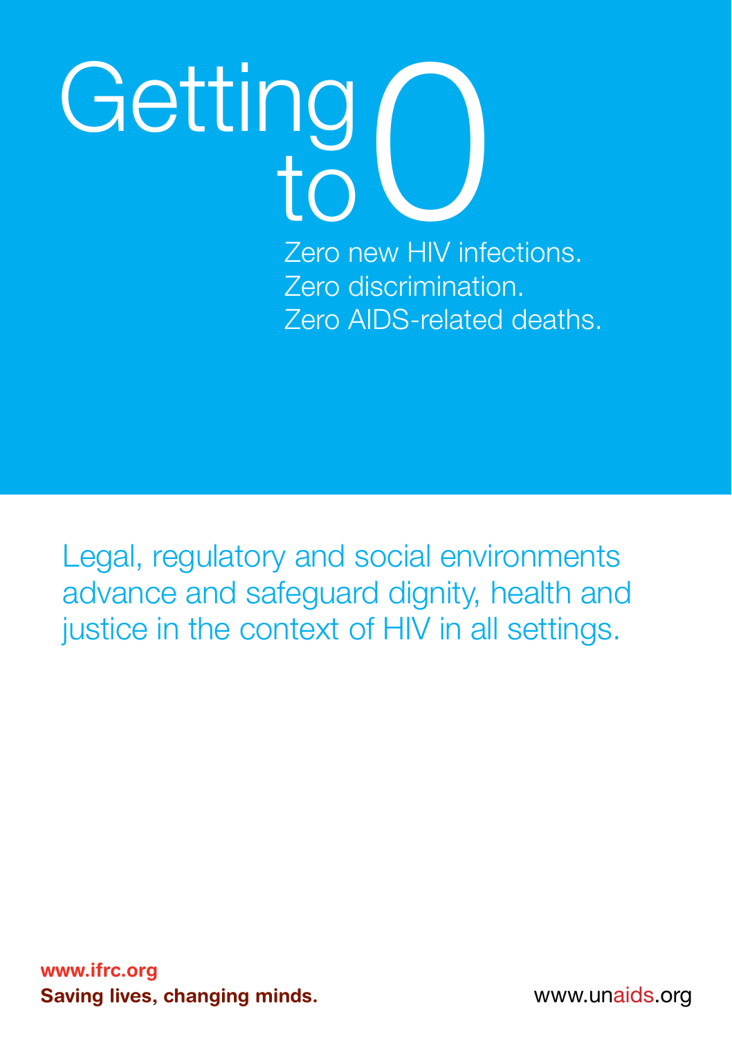# Getting to 0

Zero new HIV infections.
Zero discrimination.
Zero AIDS-related deaths.

Legal, regulatory and social environments advance and safeguard dignity, health and justice in the context of HIV in all settings.

**www.ifrc.org**
**Saving lives, changing minds.**

www.unaids.org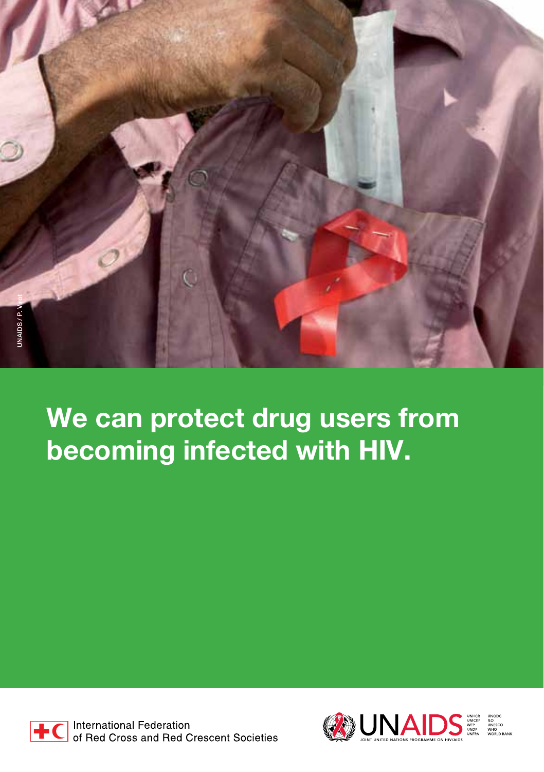UNAIDS / P. Virot

# We can protect drug users from becoming infected with HIV.

International Federation of Red Cross and Red Crescent Societies

UNAIDS

JOINT UNITED NATIONS PROGRAMME ON HIV/AIDS

UNHCR
UNICEF
WFP
UNDP
UNFPA
UNODC
ILO
UNESCO
WHO
WORLD BANK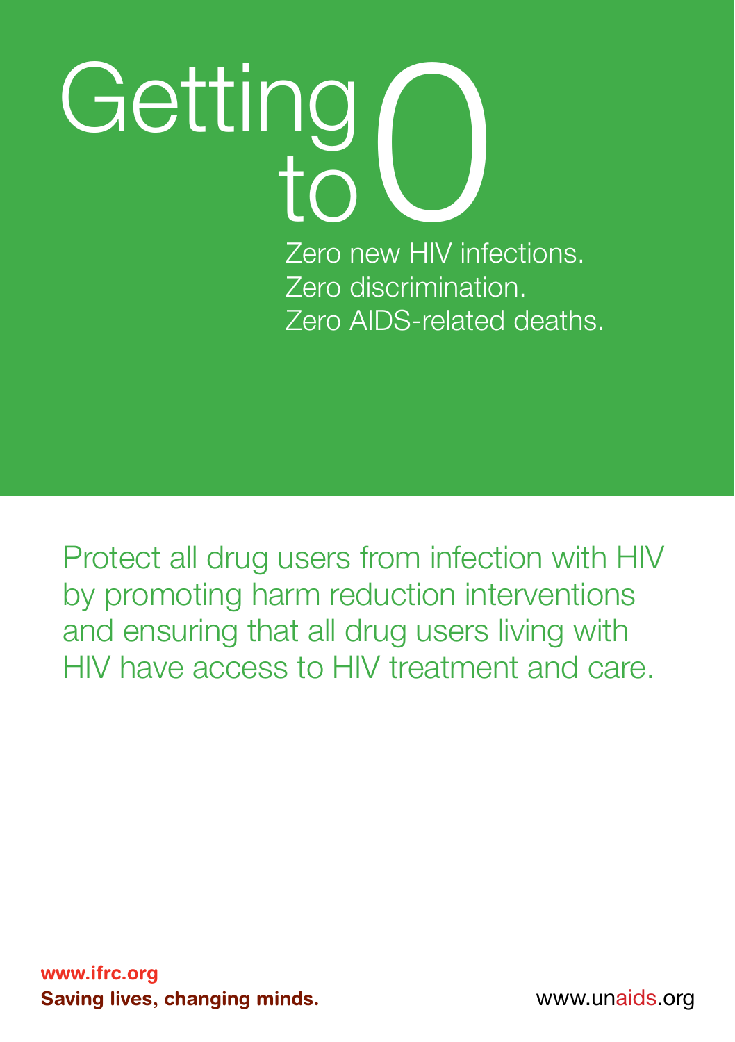# Getting to 0

Zero new HIV infections.
Zero discrimination.
Zero AIDS-related deaths.

Protect all drug users from infection with HIV by promoting harm reduction interventions and ensuring that all drug users living with HIV have access to HIV treatment and care.

**www.ifrc.org**
**Saving lives, changing minds.**

www.unaids.org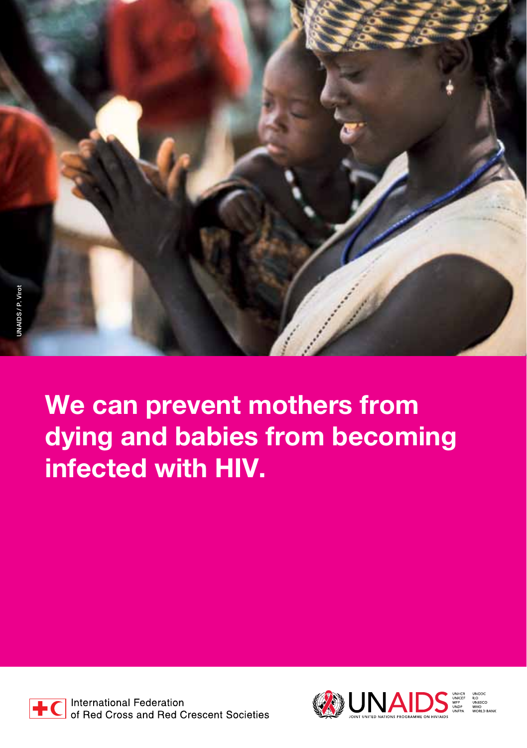UNAIDS / P. Virot

# We can prevent mothers from dying and babies from becoming infected with HIV.

International Federation of Red Cross and Red Crescent Societies

UNAIDS

JOINT UNITED NATIONS PROGRAMME ON HIV/AIDS

UNHCR UNICEF WFP UNDP UNFPA UNODC ILO UNESCO WHO WORLD BANK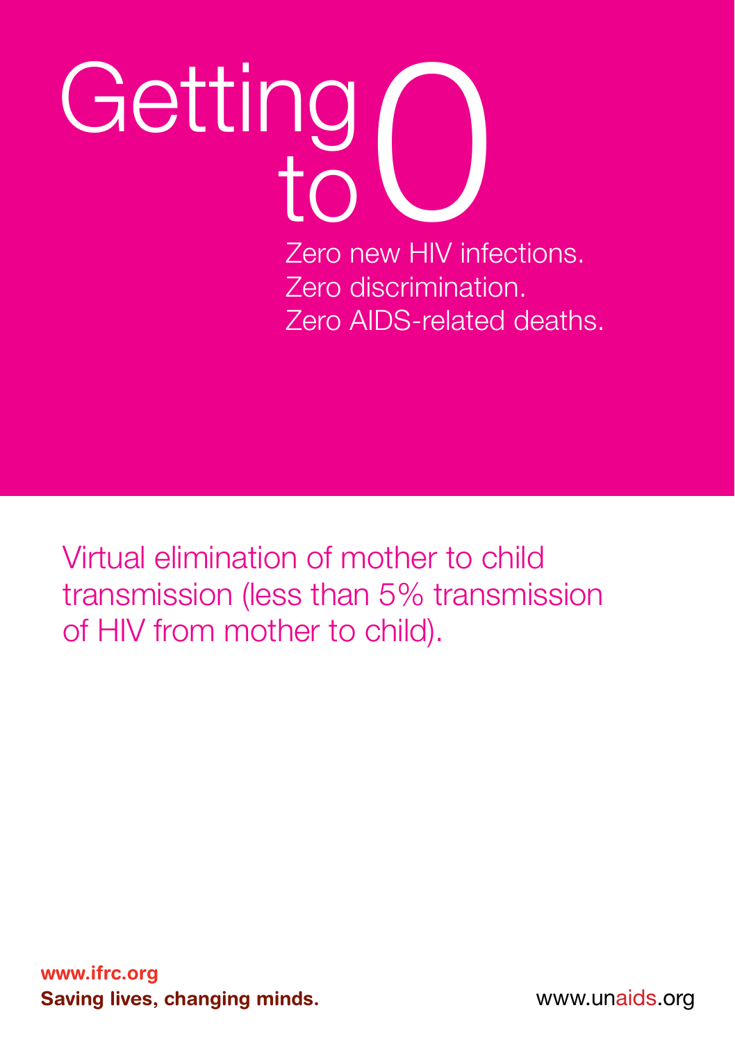# Getting to 0

Zero new HIV infections.
Zero discrimination.
Zero AIDS-related deaths.

Virtual elimination of mother to child transmission (less than 5% transmission of HIV from mother to child).

**www.ifrc.org**
**Saving lives, changing minds.**

www.unaids.org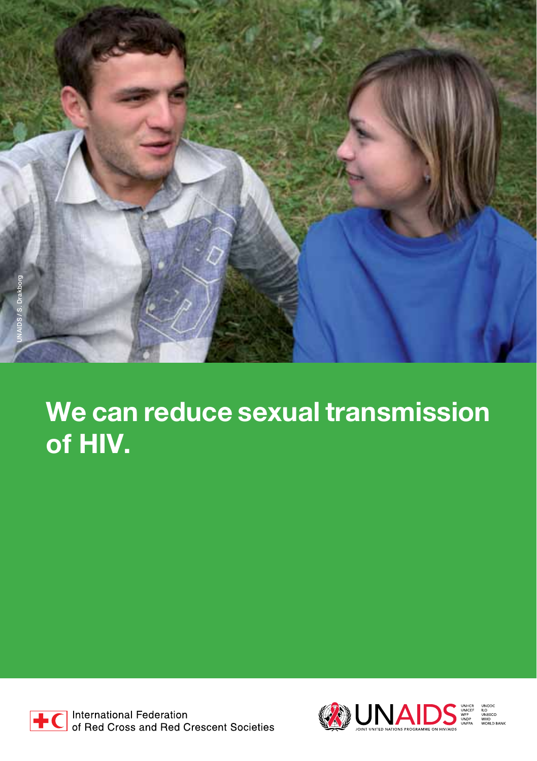UNAIDS / S. Drakborg

# We can reduce sexual transmission of HIV.

International Federation of Red Cross and Red Crescent Societies

UNAIDS

JOINT UNITED NATIONS PROGRAMME ON HIV/AIDS

UNHCR
UNICEF
WFP
UNDP
UNFPA
UNODC
ILO
UNESCO
WHO
WORLD BANK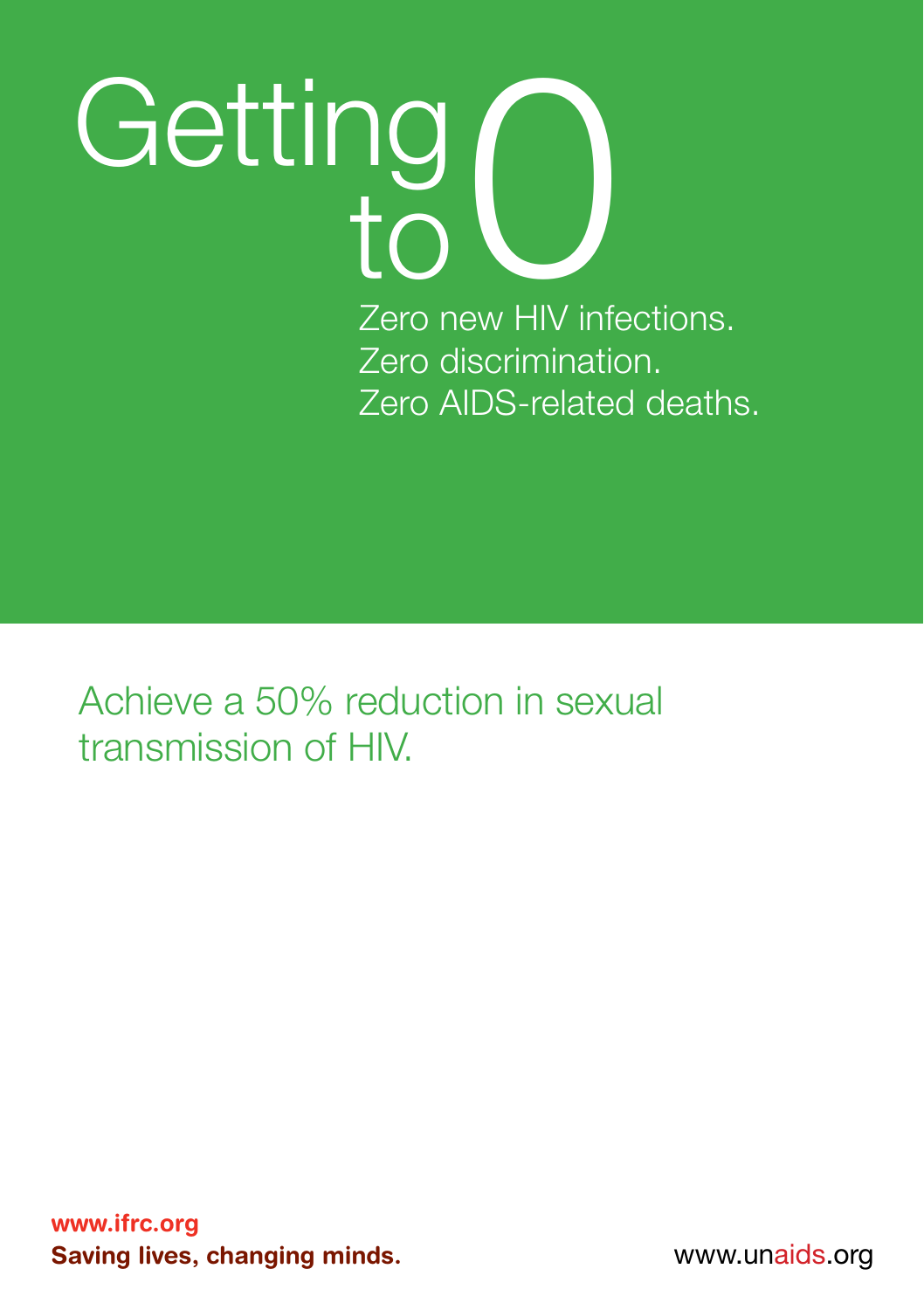# Getting to 0

Zero new HIV infections.
Zero discrimination.
Zero AIDS-related deaths.

## Achieve a 50% reduction in sexual transmission of HIV.

**www.ifrc.org**
**Saving lives, changing minds.**

www.unaids.org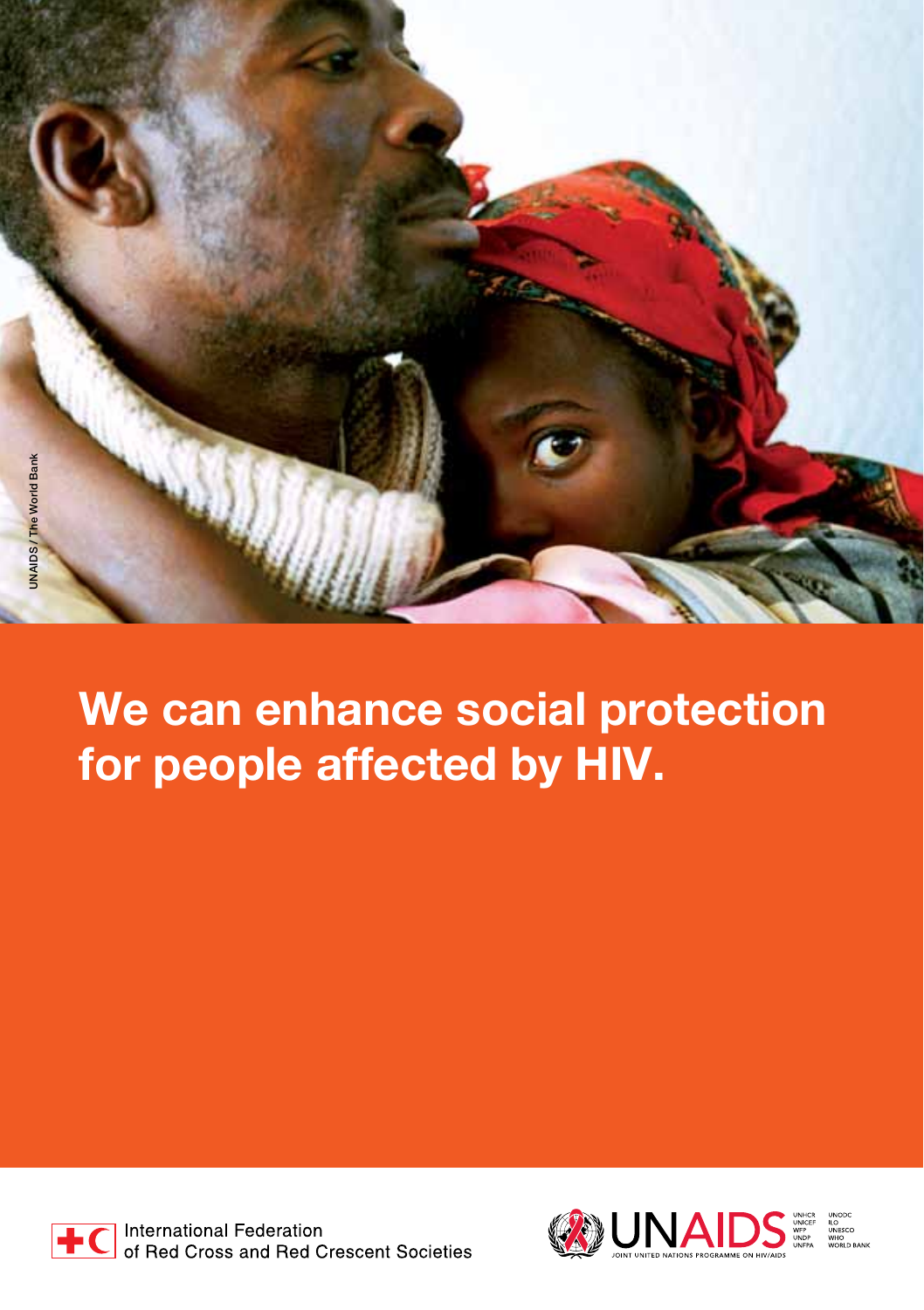UNAIDS / The World Bank

# We can enhance social protection for people affected by HIV.

International Federation of Red Cross and Red Crescent Societies

UNAIDS
JOINT UNITED NATIONS PROGRAMME ON HIV/AIDS

UNHCR
UNICEF
WFP
UNDP
UNFPA
UNODC
ILO
UNESCO
WHO
WORLD BANK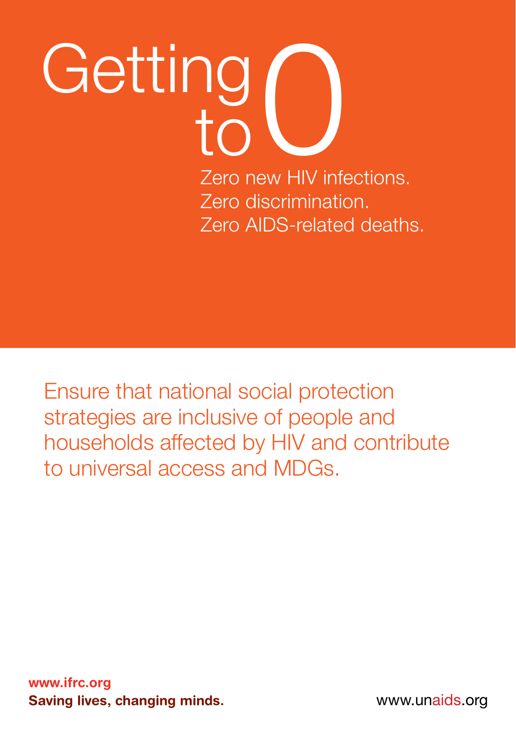# Getting to 0

Zero new HIV infections.
Zero discrimination.
Zero AIDS-related deaths.

Ensure that national social protection strategies are inclusive of people and households affected by HIV and contribute to universal access and MDGs.

**www.ifrc.org**
**Saving lives, changing minds.**

www.unaids.org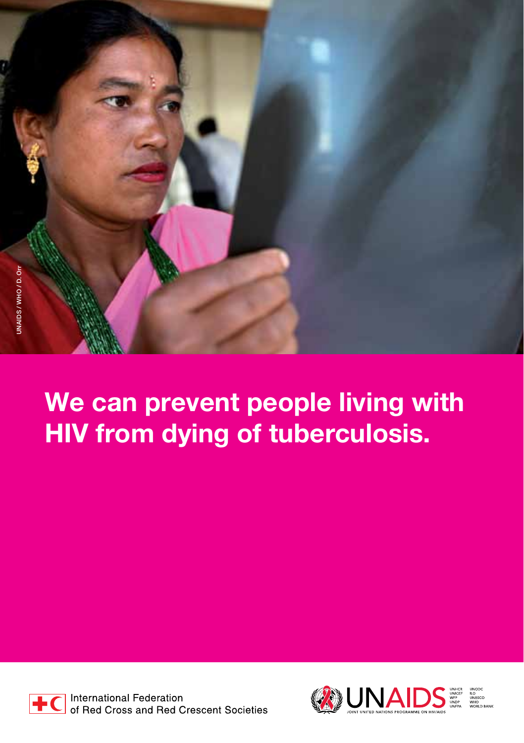UNAIDS / WHO / D. Orr

# We can prevent people living with HIV from dying of tuberculosis.

International Federation of Red Cross and Red Crescent Societies

UNAIDS
JOINT UNITED NATIONS PROGRAMME ON HIV/AIDS

UNHCR
UNICEF
WFP
UNDP
UNFPA
UNODC
ILO
UNESCO
WHO
WORLD BANK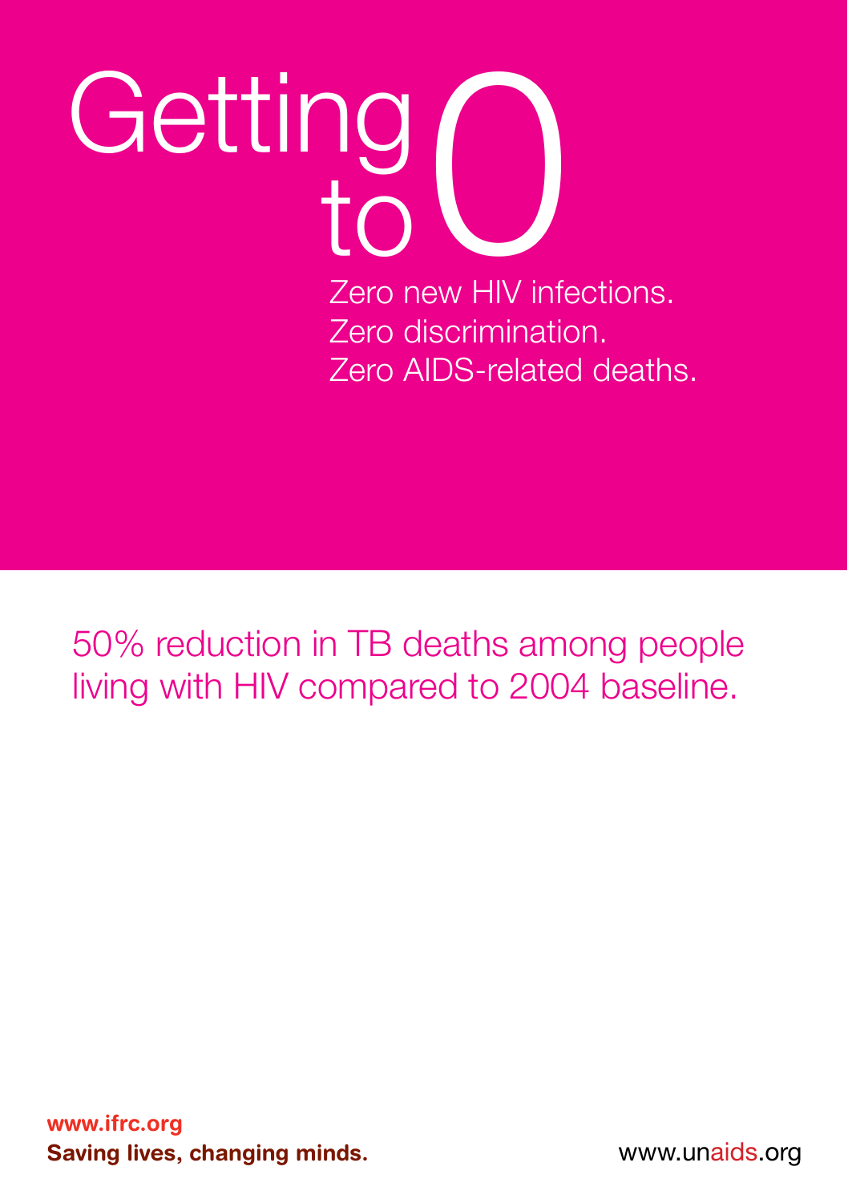# Getting to 0

Zero new HIV infections.
Zero discrimination.
Zero AIDS-related deaths.

50% reduction in TB deaths among people living with HIV compared to 2004 baseline.

**www.ifrc.org**
**Saving lives, changing minds.**

www.unaids.org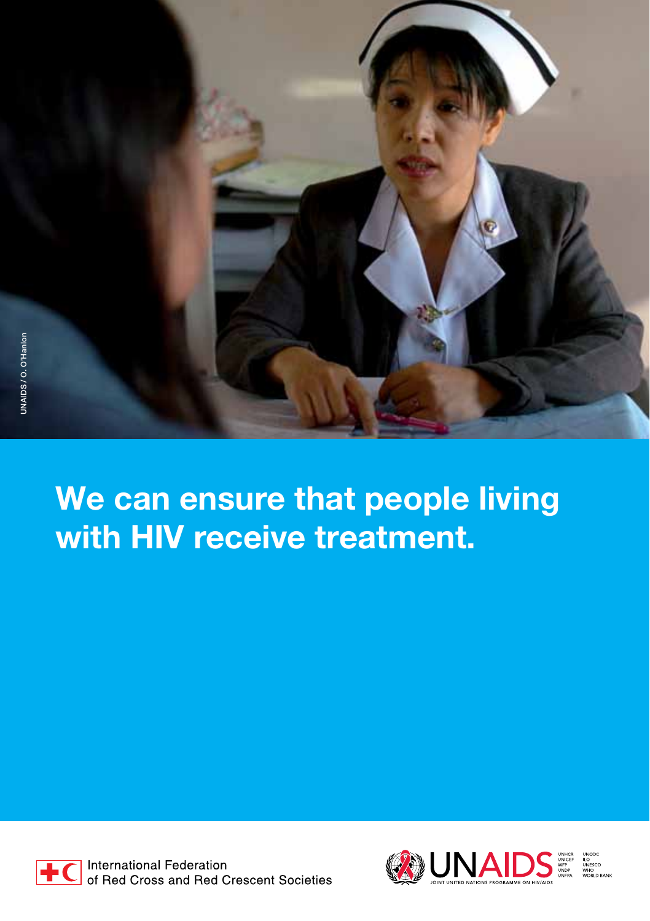UNAIDS / O. O'Hanlon

# We can ensure that people living with HIV receive treatment.

International Federation of Red Cross and Red Crescent Societies

UNAIDS
JOINT UNITED NATIONS PROGRAMME ON HIV/AIDS

UNHCR
UNICEF
WFP
UNDP
UNFPA
UNODC
ILO
UNESCO
WHO
WORLD BANK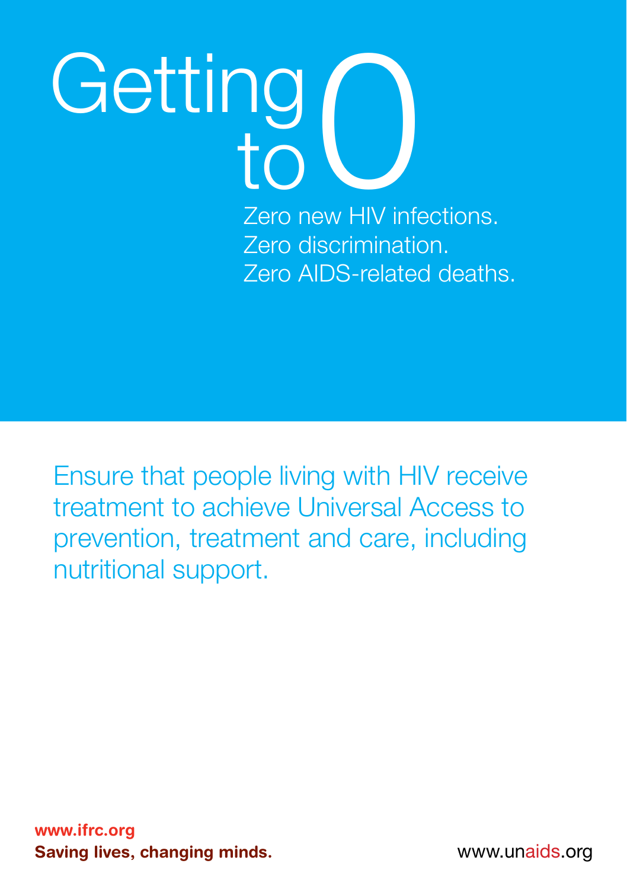# Getting to 0

Zero new HIV infections.
Zero discrimination.
Zero AIDS-related deaths.

Ensure that people living with HIV receive treatment to achieve Universal Access to prevention, treatment and care, including nutritional support.

**www.ifrc.org**
**Saving lives, changing minds.**

www.unaids.org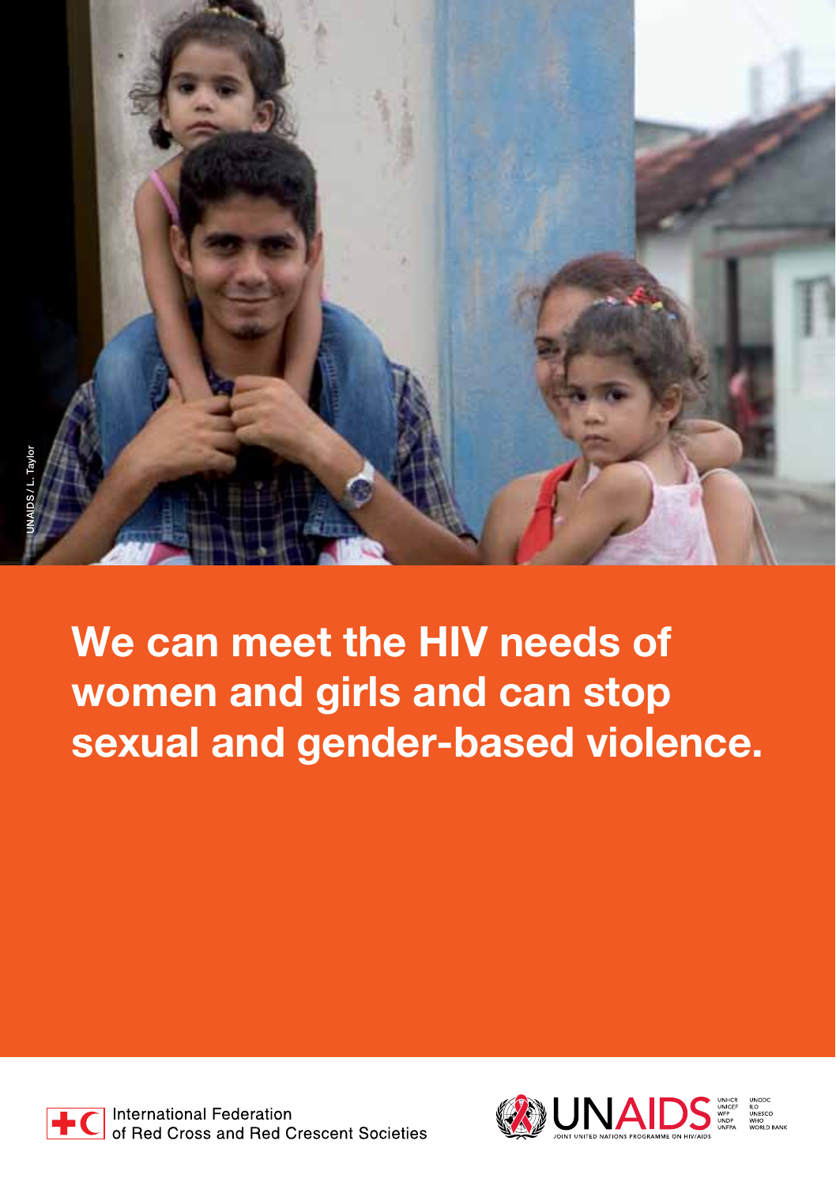UNAIDS / L. Taylor

# We can meet the HIV needs of women and girls and can stop sexual and gender-based violence.

International Federation of Red Cross and Red Crescent Societies

UNAIDS
JOINT UNITED NATIONS PROGRAMME ON HIV/AIDS

UNHCR
UNICEF
WFP
UNDP
UNFPA
UNODC
ILO
UNESCO
WHO
WORLD BANK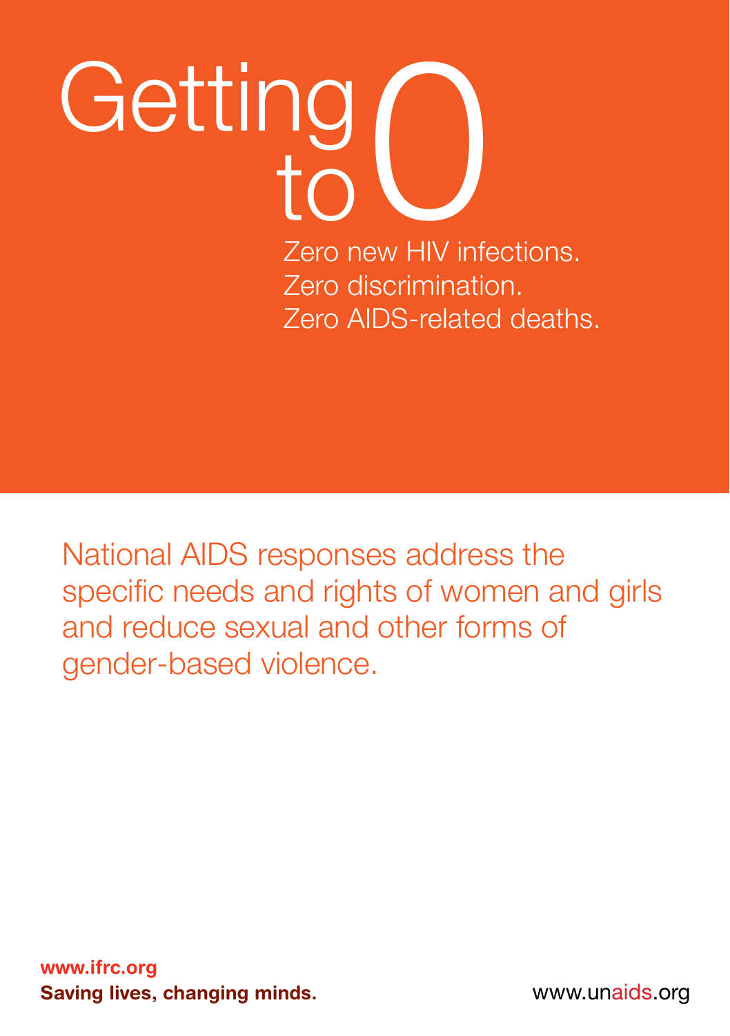# Getting to 0

Zero new HIV infections.
Zero discrimination.
Zero AIDS-related deaths.

National AIDS responses address the specific needs and rights of women and girls and reduce sexual and other forms of gender-based violence.

**www.ifrc.org**
**Saving lives, changing minds.**

www.unaids.org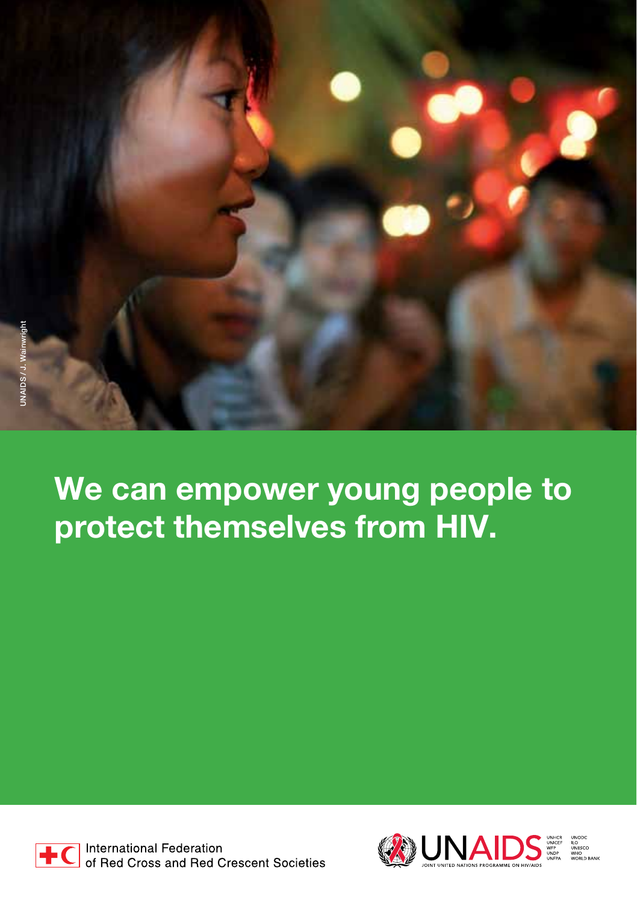UNAIDS / J. Wainwright

# We can empower young people to protect themselves from HIV.

International Federation of Red Cross and Red Crescent Societies

UNAIDS
JOINT UNITED NATIONS PROGRAMME ON HIV/AIDS

UNHCR
UNICEF
WFP
UNDP
UNFPA
UNODC
ILO
UNESCO
WHO
WORLD BANK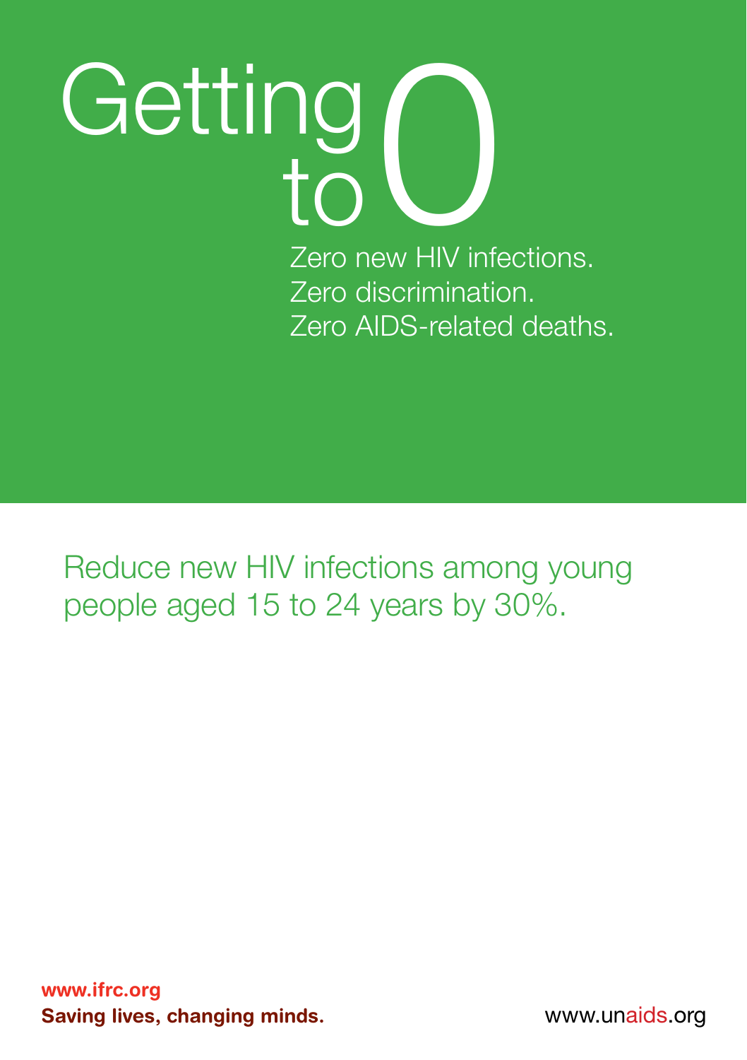# Getting to 0

Zero new HIV infections.
Zero discrimination.
Zero AIDS-related deaths.

Reduce new HIV infections among young people aged 15 to 24 years by 30%.

**www.ifrc.org**
**Saving lives, changing minds.**

www.unaids.org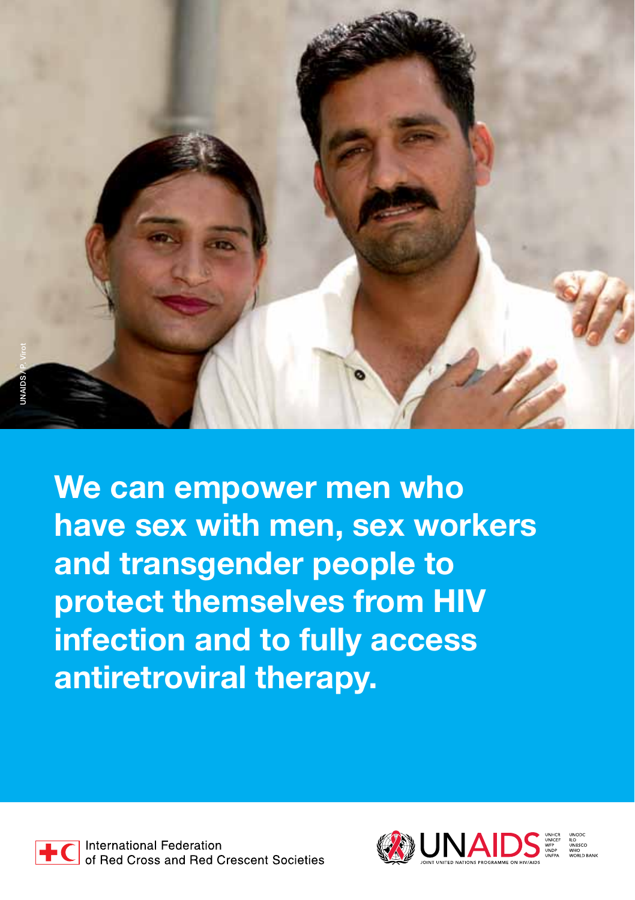UNAIDS/P. Virot

**We can empower men who have sex with men, sex workers and transgender people to protect themselves from HIV infection and to fully access antiretroviral therapy.**

International Federation of Red Cross and Red Crescent Societies

UNAIDS
JOINT UNITED NATIONS PROGRAMME ON HIV/AIDS

UNHCR
UNICEF
WFP
UNDP
UNFPA
UNODC
ILO
UNESCO
WHO
WORLD BANK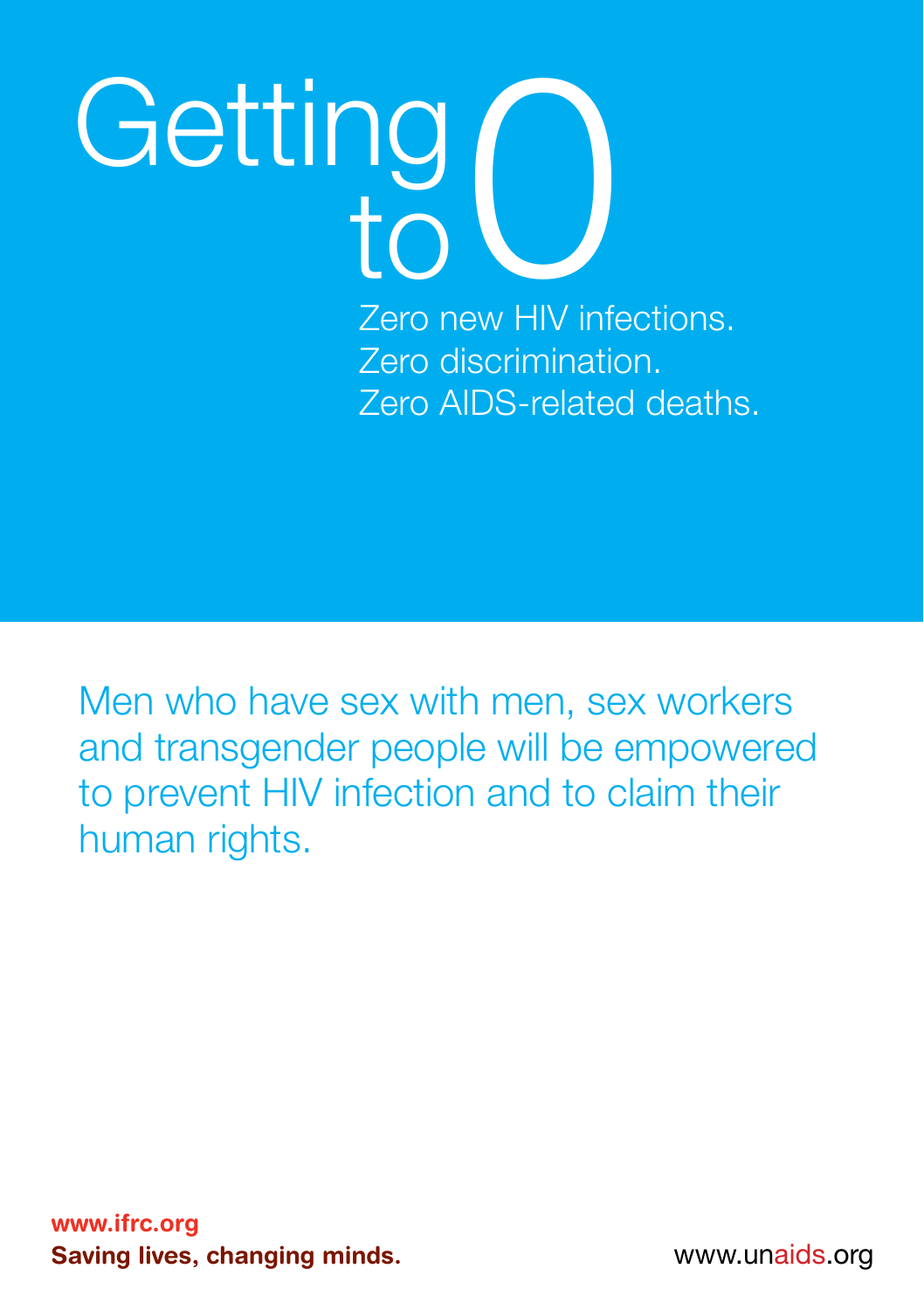# Getting to 0

Zero new HIV infections.
Zero discrimination.
Zero AIDS-related deaths.

Men who have sex with men, sex workers and transgender people will be empowered to prevent HIV infection and to claim their human rights.

**www.ifrc.org**
**Saving lives, changing minds.**

www.unaids.org